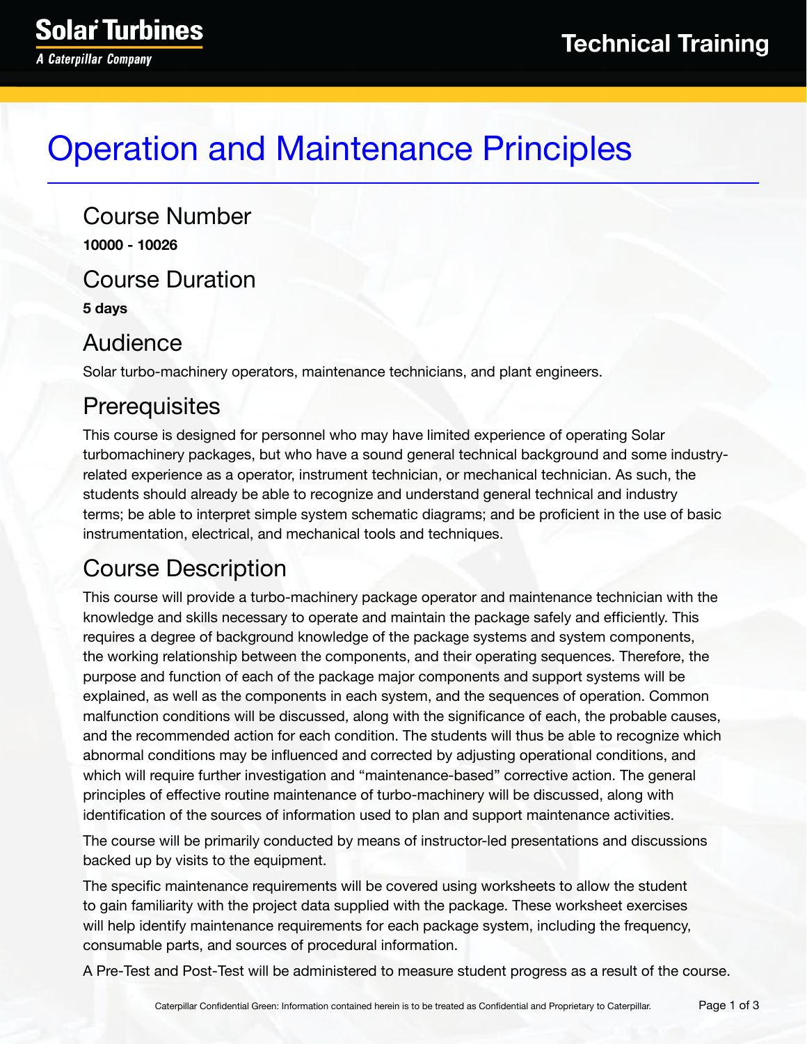Solar Turbines

*A Caterpillar Company*

Technical Training

# Operation and Maintenance Principles

## Course Number

**10000 - 10026**

## Course Duration

**5 days**

## Audience

Solar turbo-machinery operators, maintenance technicians, and plant engineers.

## Prerequisites

This course is designed for personnel who may have limited experience of operating Solar turbomachinery packages, but who have a sound general technical background and some industry-related experience as a operator, instrument technician, or mechanical technician. As such, the students should already be able to recognize and understand general technical and industry terms; be able to interpret simple system schematic diagrams; and be proficient in the use of basic instrumentation, electrical, and mechanical tools and techniques.

## Course Description

This course will provide a turbo-machinery package operator and maintenance technician with the knowledge and skills necessary to operate and maintain the package safely and efficiently. This requires a degree of background knowledge of the package systems and system components, the working relationship between the components, and their operating sequences. Therefore, the purpose and function of each of the package major components and support systems will be explained, as well as the components in each system, and the sequences of operation. Common malfunction conditions will be discussed, along with the significance of each, the probable causes, and the recommended action for each condition. The students will thus be able to recognize which abnormal conditions may be influenced and corrected by adjusting operational conditions, and which will require further investigation and "maintenance-based" corrective action. The general principles of effective routine maintenance of turbo-machinery will be discussed, along with identification of the sources of information used to plan and support maintenance activities.

The course will be primarily conducted by means of instructor-led presentations and discussions backed up by visits to the equipment.

The specific maintenance requirements will be covered using worksheets to allow the student to gain familiarity with the project data supplied with the package. These worksheet exercises will help identify maintenance requirements for each package system, including the frequency, consumable parts, and sources of procedural information.

A Pre-Test and Post-Test will be administered to measure student progress as a result of the course.

Caterpillar Confidential Green: Information contained herein is to be treated as Confidential and Proprietary to Caterpillar.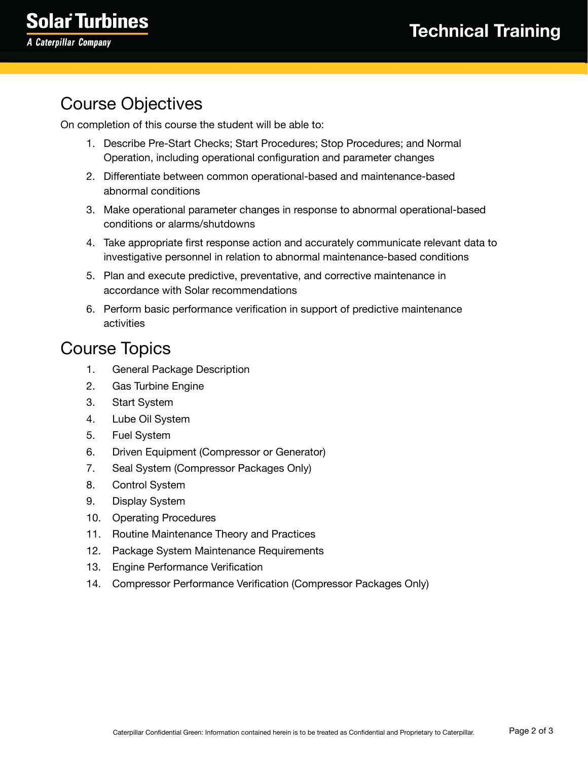## Course Objectives

On completion of this course the student will be able to:

1. Describe Pre-Start Checks; Start Procedures; Stop Procedures; and Normal Operation, including operational configuration and parameter changes
2. Differentiate between common operational-based and maintenance-based abnormal conditions
3. Make operational parameter changes in response to abnormal operational-based conditions or alarms/shutdowns
4. Take appropriate first response action and accurately communicate relevant data to investigative personnel in relation to abnormal maintenance-based conditions
5. Plan and execute predictive, preventative, and corrective maintenance in accordance with Solar recommendations
6. Perform basic performance verification in support of predictive maintenance activities

## Course Topics

1. General Package Description
2. Gas Turbine Engine
3. Start System
4. Lube Oil System
5. Fuel System
6. Driven Equipment (Compressor or Generator)
7. Seal System (Compressor Packages Only)
8. Control System
9. Display System
10. Operating Procedures
11. Routine Maintenance Theory and Practices
12. Package System Maintenance Requirements
13. Engine Performance Verification
14. Compressor Performance Verification (Compressor Packages Only)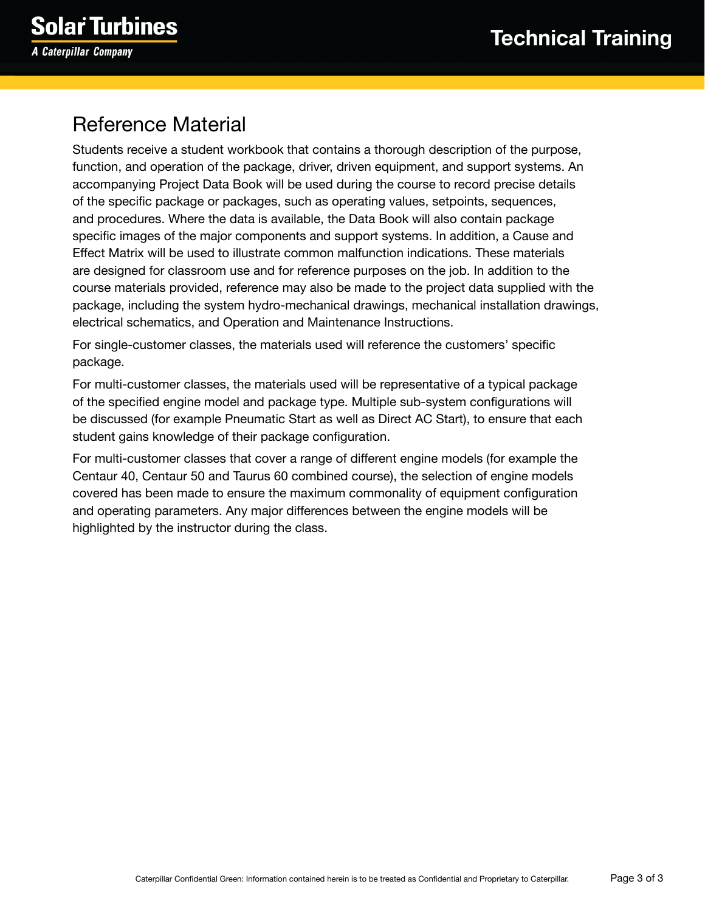## Reference Material

Students receive a student workbook that contains a thorough description of the purpose, function, and operation of the package, driver, driven equipment, and support systems. An accompanying Project Data Book will be used during the course to record precise details of the specific package or packages, such as operating values, setpoints, sequences, and procedures. Where the data is available, the Data Book will also contain package specific images of the major components and support systems. In addition, a Cause and Effect Matrix will be used to illustrate common malfunction indications. These materials are designed for classroom use and for reference purposes on the job. In addition to the course materials provided, reference may also be made to the project data supplied with the package, including the system hydro-mechanical drawings, mechanical installation drawings, electrical schematics, and Operation and Maintenance Instructions.

For single-customer classes, the materials used will reference the customers' specific package.

For multi-customer classes, the materials used will be representative of a typical package of the specified engine model and package type. Multiple sub-system configurations will be discussed (for example Pneumatic Start as well as Direct AC Start), to ensure that each student gains knowledge of their package configuration.

For multi-customer classes that cover a range of different engine models (for example the Centaur 40, Centaur 50 and Taurus 60 combined course), the selection of engine models covered has been made to ensure the maximum commonality of equipment configuration and operating parameters. Any major differences between the engine models will be highlighted by the instructor during the class.